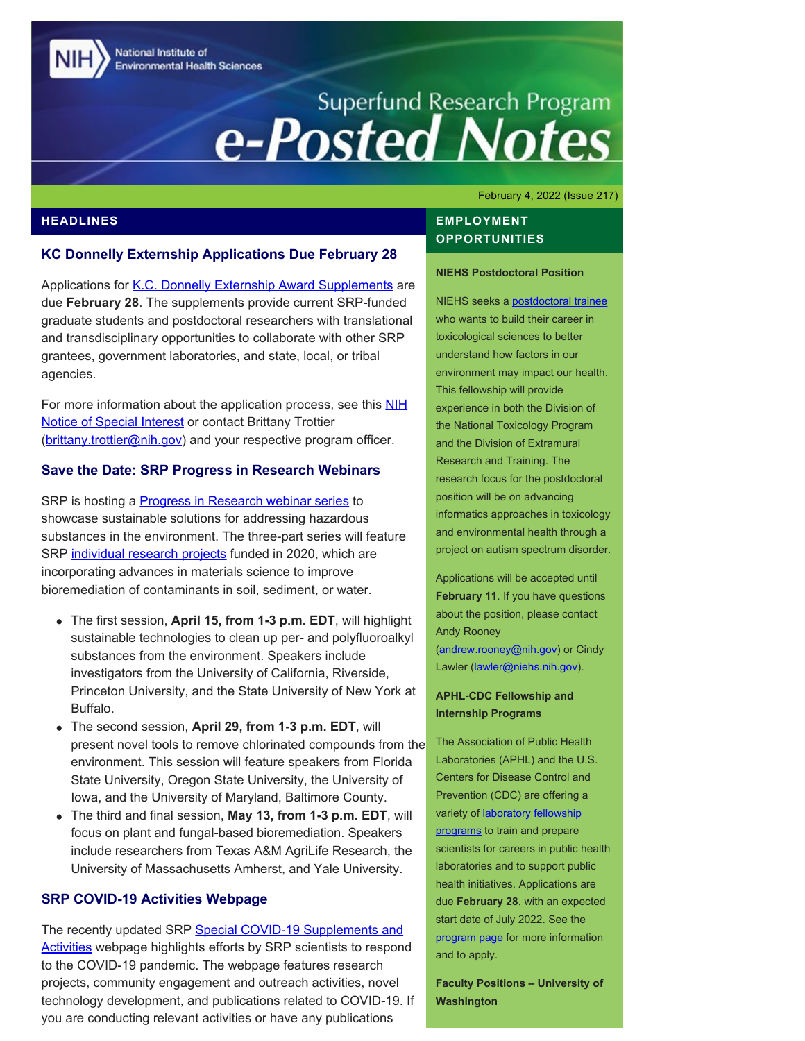# Superfund Research Program e-Posted Notes

National Institute of Environmental Health Sciences

February 4, 2022 (Issue 217)

## HEADLINES

### KC Donnelly Externship Applications Due February 28

Applications for K.C. Donnelly Externship Award Supplements are due **February 28**. The supplements provide current SRP-funded graduate students and postdoctoral researchers with translational and transdisciplinary opportunities to collaborate with other SRP grantees, government laboratories, and state, local, or tribal agencies.

For more information about the application process, see this NIH Notice of Special Interest or contact Brittany Trottier (brittany.trottier@nih.gov) and your respective program officer.

### Save the Date: SRP Progress in Research Webinars

SRP is hosting a Progress in Research webinar series to showcase sustainable solutions for addressing hazardous substances in the environment. The three-part series will feature SRP individual research projects funded in 2020, which are incorporating advances in materials science to improve bioremediation of contaminants in soil, sediment, or water.

- The first session, **April 15, from 1-3 p.m. EDT**, will highlight sustainable technologies to clean up per- and polyfluoroalkyl substances from the environment. Speakers include investigators from the University of California, Riverside, Princeton University, and the State University of New York at Buffalo.
- The second session, **April 29, from 1-3 p.m. EDT**, will present novel tools to remove chlorinated compounds from the environment. This session will feature speakers from Florida State University, Oregon State University, the University of Iowa, and the University of Maryland, Baltimore County.
- The third and final session, **May 13, from 1-3 p.m. EDT**, will focus on plant and fungal-based bioremediation. Speakers include researchers from Texas A&M AgriLife Research, the University of Massachusetts Amherst, and Yale University.

### SRP COVID-19 Activities Webpage

The recently updated SRP Special COVID-19 Supplements and Activities webpage highlights efforts by SRP scientists to respond to the COVID-19 pandemic. The webpage features research projects, community engagement and outreach activities, novel technology development, and publications related to COVID-19. If you are conducting relevant activities or have any publications

## EMPLOYMENT OPPORTUNITIES

**NIEHS Postdoctoral Position**

NIEHS seeks a postdoctoral trainee who wants to build their career in toxicological sciences to better understand how factors in our environment may impact our health. This fellowship will provide experience in both the Division of the National Toxicology Program and the Division of Extramural Research and Training. The research focus for the postdoctoral position will be on advancing informatics approaches in toxicology and environmental health through a project on autism spectrum disorder.

Applications will be accepted until **February 11**. If you have questions about the position, please contact Andy Rooney (andrew.rooney@nih.gov) or Cindy Lawler (lawler@niehs.nih.gov).

**APHL-CDC Fellowship and Internship Programs**

The Association of Public Health Laboratories (APHL) and the U.S. Centers for Disease Control and Prevention (CDC) are offering a variety of laboratory fellowship programs to train and prepare scientists for careers in public health laboratories and to support public health initiatives. Applications are due **February 28**, with an expected start date of July 2022. See the program page for more information and to apply.

**Faculty Positions – University of Washington**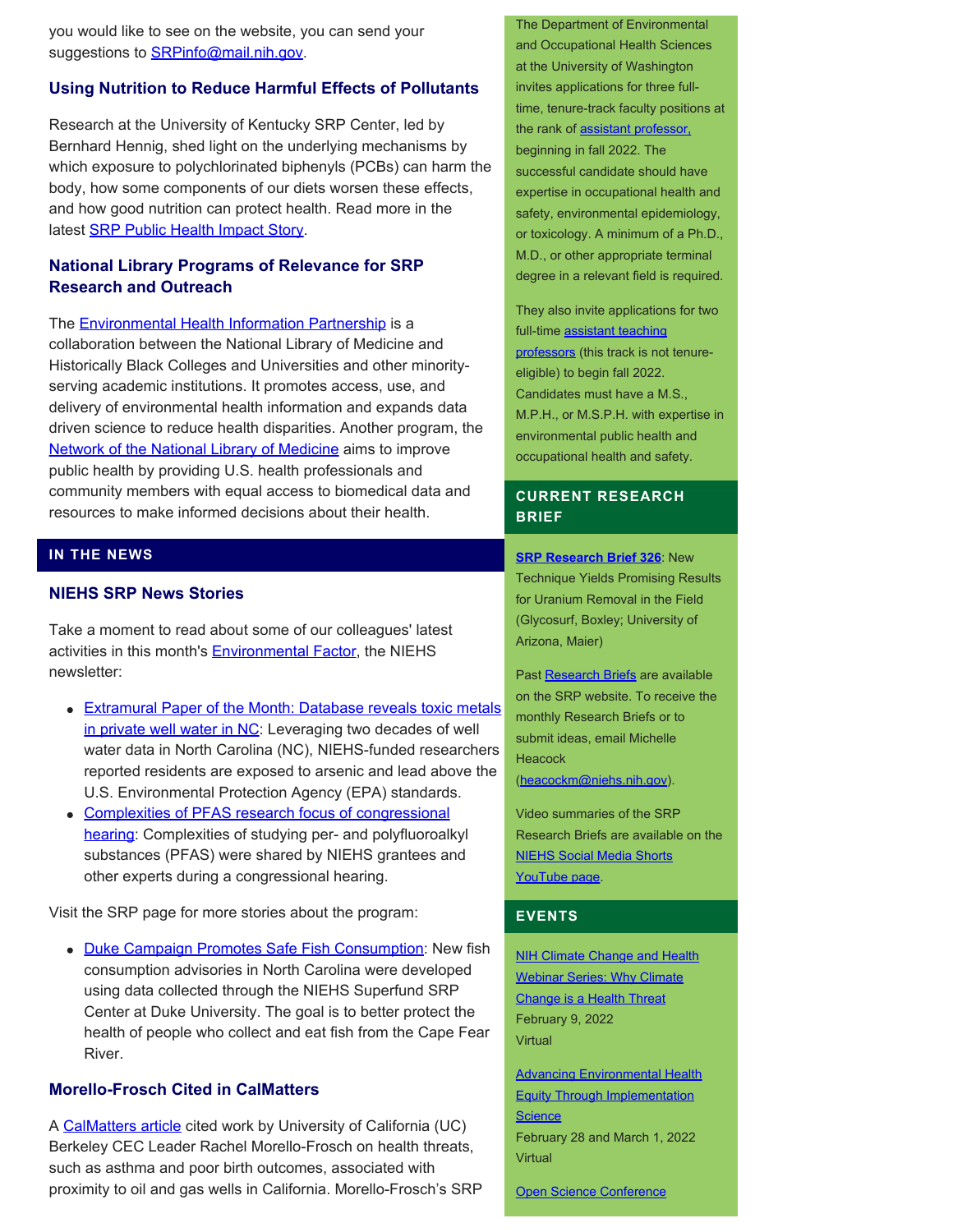you would like to see on the website, you can send your suggestions to SRPinfo@mail.nih.gov.

### Using Nutrition to Reduce Harmful Effects of Pollutants

Research at the University of Kentucky SRP Center, led by Bernhard Hennig, shed light on the underlying mechanisms by which exposure to polychlorinated biphenyls (PCBs) can harm the body, how some components of our diets worsen these effects, and how good nutrition can protect health. Read more in the latest SRP Public Health Impact Story.

### National Library Programs of Relevance for SRP Research and Outreach

The Environmental Health Information Partnership is a collaboration between the National Library of Medicine and Historically Black Colleges and Universities and other minority-serving academic institutions. It promotes access, use, and delivery of environmental health information and expands data driven science to reduce health disparities. Another program, the Network of the National Library of Medicine aims to improve public health by providing U.S. health professionals and community members with equal access to biomedical data and resources to make informed decisions about their health.

## IN THE NEWS

### NIEHS SRP News Stories

Take a moment to read about some of our colleagues' latest activities in this month's Environmental Factor, the NIEHS newsletter:

- Extramural Paper of the Month: Database reveals toxic metals in private well water in NC: Leveraging two decades of well water data in North Carolina (NC), NIEHS-funded researchers reported residents are exposed to arsenic and lead above the U.S. Environmental Protection Agency (EPA) standards.
- Complexities of PFAS research focus of congressional hearing: Complexities of studying per- and polyfluoroalkyl substances (PFAS) were shared by NIEHS grantees and other experts during a congressional hearing.

Visit the SRP page for more stories about the program:

- Duke Campaign Promotes Safe Fish Consumption: New fish consumption advisories in North Carolina were developed using data collected through the NIEHS Superfund SRP Center at Duke University. The goal is to better protect the health of people who collect and eat fish from the Cape Fear River.

### Morello-Frosch Cited in CalMatters

A CalMatters article cited work by University of California (UC) Berkeley CEC Leader Rachel Morello-Frosch on health threats, such as asthma and poor birth outcomes, associated with proximity to oil and gas wells in California. Morello-Frosch's SRP

The Department of Environmental and Occupational Health Sciences at the University of Washington invites applications for three full-time, tenure-track faculty positions at the rank of assistant professor, beginning in fall 2022. The successful candidate should have expertise in occupational health and safety, environmental epidemiology, or toxicology. A minimum of a Ph.D., M.D., or other appropriate terminal degree in a relevant field is required.

They also invite applications for two full-time assistant teaching professors (this track is not tenure-eligible) to begin fall 2022. Candidates must have a M.S., M.P.H., or M.S.P.H. with expertise in environmental public health and occupational health and safety.

## CURRENT RESEARCH BRIEF

**SRP Research Brief 326**: New Technique Yields Promising Results for Uranium Removal in the Field (Glycosurf, Boxley; University of Arizona, Maier)

Past Research Briefs are available on the SRP website. To receive the monthly Research Briefs or to submit ideas, email Michelle Heacock (heacockm@niehs.nih.gov).

Video summaries of the SRP Research Briefs are available on the NIEHS Social Media Shorts YouTube page.

## EVENTS

NIH Climate Change and Health Webinar Series: Why Climate Change is a Health Threat
February 9, 2022
Virtual

Advancing Environmental Health Equity Through Implementation Science
February 28 and March 1, 2022
Virtual

Open Science Conference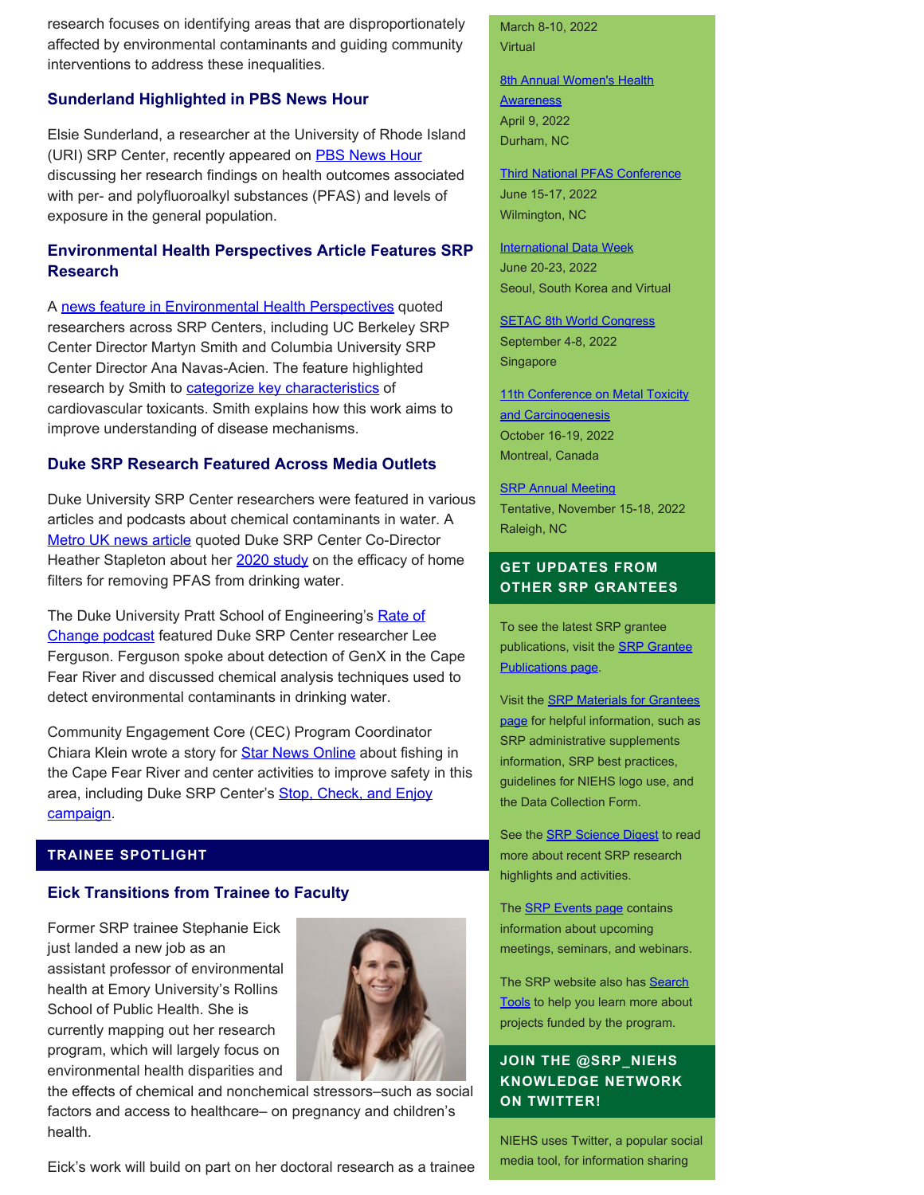research focuses on identifying areas that are disproportionately affected by environmental contaminants and guiding community interventions to address these inequalities.

### Sunderland Highlighted in PBS News Hour

Elsie Sunderland, a researcher at the University of Rhode Island (URI) SRP Center, recently appeared on PBS News Hour discussing her research findings on health outcomes associated with per- and polyfluoroalkyl substances (PFAS) and levels of exposure in the general population.

### Environmental Health Perspectives Article Features SRP Research

A news feature in Environmental Health Perspectives quoted researchers across SRP Centers, including UC Berkeley SRP Center Director Martyn Smith and Columbia University SRP Center Director Ana Navas-Acien. The feature highlighted research by Smith to categorize key characteristics of cardiovascular toxicants. Smith explains how this work aims to improve understanding of disease mechanisms.

### Duke SRP Research Featured Across Media Outlets

Duke University SRP Center researchers were featured in various articles and podcasts about chemical contaminants in water. A Metro UK news article quoted Duke SRP Center Co-Director Heather Stapleton about her 2020 study on the efficacy of home filters for removing PFAS from drinking water.

The Duke University Pratt School of Engineering's Rate of Change podcast featured Duke SRP Center researcher Lee Ferguson. Ferguson spoke about detection of GenX in the Cape Fear River and discussed chemical analysis techniques used to detect environmental contaminants in drinking water.

Community Engagement Core (CEC) Program Coordinator Chiara Klein wrote a story for Star News Online about fishing in the Cape Fear River and center activities to improve safety in this area, including Duke SRP Center's Stop, Check, and Enjoy campaign.

## TRAINEE SPOTLIGHT

### Eick Transitions from Trainee to Faculty

Former SRP trainee Stephanie Eick just landed a new job as an assistant professor of environmental health at Emory University's Rollins School of Public Health. She is currently mapping out her research program, which will largely focus on environmental health disparities and the effects of chemical and nonchemical stressors–such as social factors and access to healthcare– on pregnancy and children's health.

Eick's work will build on part on her doctoral research as a trainee

---

March 8-10, 2022
Virtual

8th Annual Women's Health Awareness
April 9, 2022
Durham, NC

Third National PFAS Conference
June 15-17, 2022
Wilmington, NC

International Data Week
June 20-23, 2022
Seoul, South Korea and Virtual

SETAC 8th World Congress
September 4-8, 2022
Singapore

11th Conference on Metal Toxicity and Carcinogenesis
October 16-19, 2022
Montreal, Canada

SRP Annual Meeting
Tentative, November 15-18, 2022
Raleigh, NC

## GET UPDATES FROM OTHER SRP GRANTEES

To see the latest SRP grantee publications, visit the SRP Grantee Publications page.

Visit the SRP Materials for Grantees page for helpful information, such as SRP administrative supplements information, SRP best practices, guidelines for NIEHS logo use, and the Data Collection Form.

See the SRP Science Digest to read more about recent SRP research highlights and activities.

The SRP Events page contains information about upcoming meetings, seminars, and webinars.

The SRP website has Search Tools to help you learn more about projects funded by the program.

## JOIN THE @SRP_NIEHS KNOWLEDGE NETWORK ON TWITTER!

NIEHS uses Twitter, a popular social media tool, for information sharing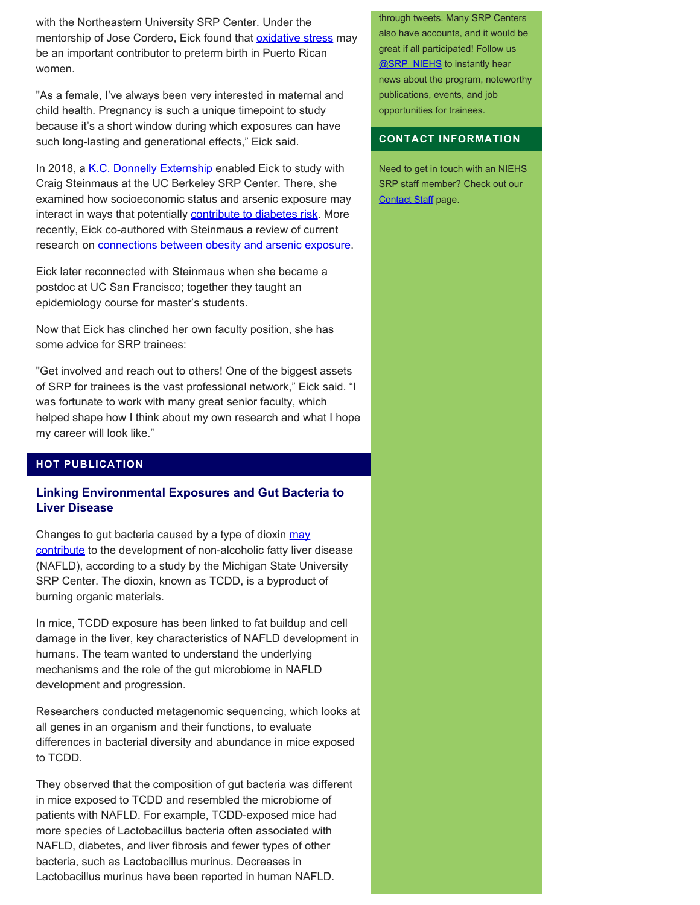with the Northeastern University SRP Center. Under the mentorship of Jose Cordero, Eick found that oxidative stress may be an important contributor to preterm birth in Puerto Rican women.

"As a female, I've always been very interested in maternal and child health. Pregnancy is such a unique timepoint to study because it's a short window during which exposures can have such long-lasting and generational effects," Eick said.

In 2018, a K.C. Donnelly Externship enabled Eick to study with Craig Steinmaus at the UC Berkeley SRP Center. There, she examined how socioeconomic status and arsenic exposure may interact in ways that potentially contribute to diabetes risk. More recently, Eick co-authored with Steinmaus a review of current research on connections between obesity and arsenic exposure.

Eick later reconnected with Steinmaus when she became a postdoc at UC San Francisco; together they taught an epidemiology course for master's students.

Now that Eick has clinched her own faculty position, she has some advice for SRP trainees:

"Get involved and reach out to others! One of the biggest assets of SRP for trainees is the vast professional network," Eick said. "I was fortunate to work with many great senior faculty, which helped shape how I think about my own research and what I hope my career will look like."

## HOT PUBLICATION

### Linking Environmental Exposures and Gut Bacteria to Liver Disease

Changes to gut bacteria caused by a type of dioxin may contribute to the development of non-alcoholic fatty liver disease (NAFLD), according to a study by the Michigan State University SRP Center. The dioxin, known as TCDD, is a byproduct of burning organic materials.

In mice, TCDD exposure has been linked to fat buildup and cell damage in the liver, key characteristics of NAFLD development in humans. The team wanted to understand the underlying mechanisms and the role of the gut microbiome in NAFLD development and progression.

Researchers conducted metagenomic sequencing, which looks at all genes in an organism and their functions, to evaluate differences in bacterial diversity and abundance in mice exposed to TCDD.

They observed that the composition of gut bacteria was different in mice exposed to TCDD and resembled the microbiome of patients with NAFLD. For example, TCDD-exposed mice had more species of Lactobacillus bacteria often associated with NAFLD, diabetes, and liver fibrosis and fewer types of other bacteria, such as Lactobacillus murinus. Decreases in Lactobacillus murinus have been reported in human NAFLD.

through tweets. Many SRP Centers also have accounts, and it would be great if all participated! Follow us @SRP_NIEHS to instantly hear news about the program, noteworthy publications, events, and job opportunities for trainees.

## CONTACT INFORMATION

Need to get in touch with an NIEHS SRP staff member? Check out our Contact Staff page.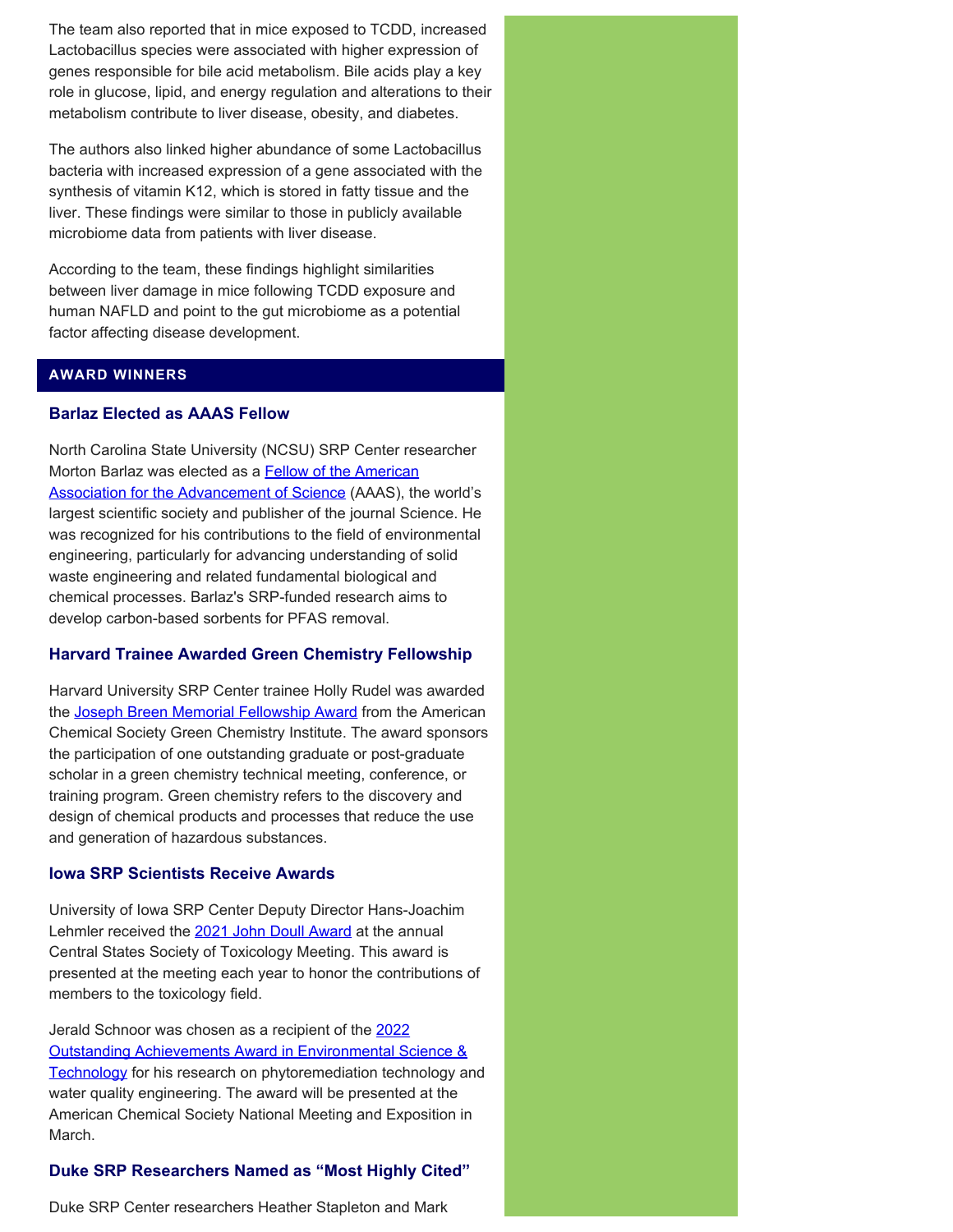The team also reported that in mice exposed to TCDD, increased Lactobacillus species were associated with higher expression of genes responsible for bile acid metabolism. Bile acids play a key role in glucose, lipid, and energy regulation and alterations to their metabolism contribute to liver disease, obesity, and diabetes.

The authors also linked higher abundance of some Lactobacillus bacteria with increased expression of a gene associated with the synthesis of vitamin K12, which is stored in fatty tissue and the liver. These findings were similar to those in publicly available microbiome data from patients with liver disease.

According to the team, these findings highlight similarities between liver damage in mice following TCDD exposure and human NAFLD and point to the gut microbiome as a potential factor affecting disease development.

## AWARD WINNERS

### Barlaz Elected as AAAS Fellow

North Carolina State University (NCSU) SRP Center researcher Morton Barlaz was elected as a Fellow of the American Association for the Advancement of Science (AAAS), the world's largest scientific society and publisher of the journal Science. He was recognized for his contributions to the field of environmental engineering, particularly for advancing understanding of solid waste engineering and related fundamental biological and chemical processes. Barlaz's SRP-funded research aims to develop carbon-based sorbents for PFAS removal.

### Harvard Trainee Awarded Green Chemistry Fellowship

Harvard University SRP Center trainee Holly Rudel was awarded the Joseph Breen Memorial Fellowship Award from the American Chemical Society Green Chemistry Institute. The award sponsors the participation of one outstanding graduate or post-graduate scholar in a green chemistry technical meeting, conference, or training program. Green chemistry refers to the discovery and design of chemical products and processes that reduce the use and generation of hazardous substances.

### Iowa SRP Scientists Receive Awards

University of Iowa SRP Center Deputy Director Hans-Joachim Lehmler received the 2021 John Doull Award at the annual Central States Society of Toxicology Meeting. This award is presented at the meeting each year to honor the contributions of members to the toxicology field.

Jerald Schnoor was chosen as a recipient of the 2022 Outstanding Achievements Award in Environmental Science & Technology for his research on phytoremediation technology and water quality engineering. The award will be presented at the American Chemical Society National Meeting and Exposition in March.

### Duke SRP Researchers Named as "Most Highly Cited"

Duke SRP Center researchers Heather Stapleton and Mark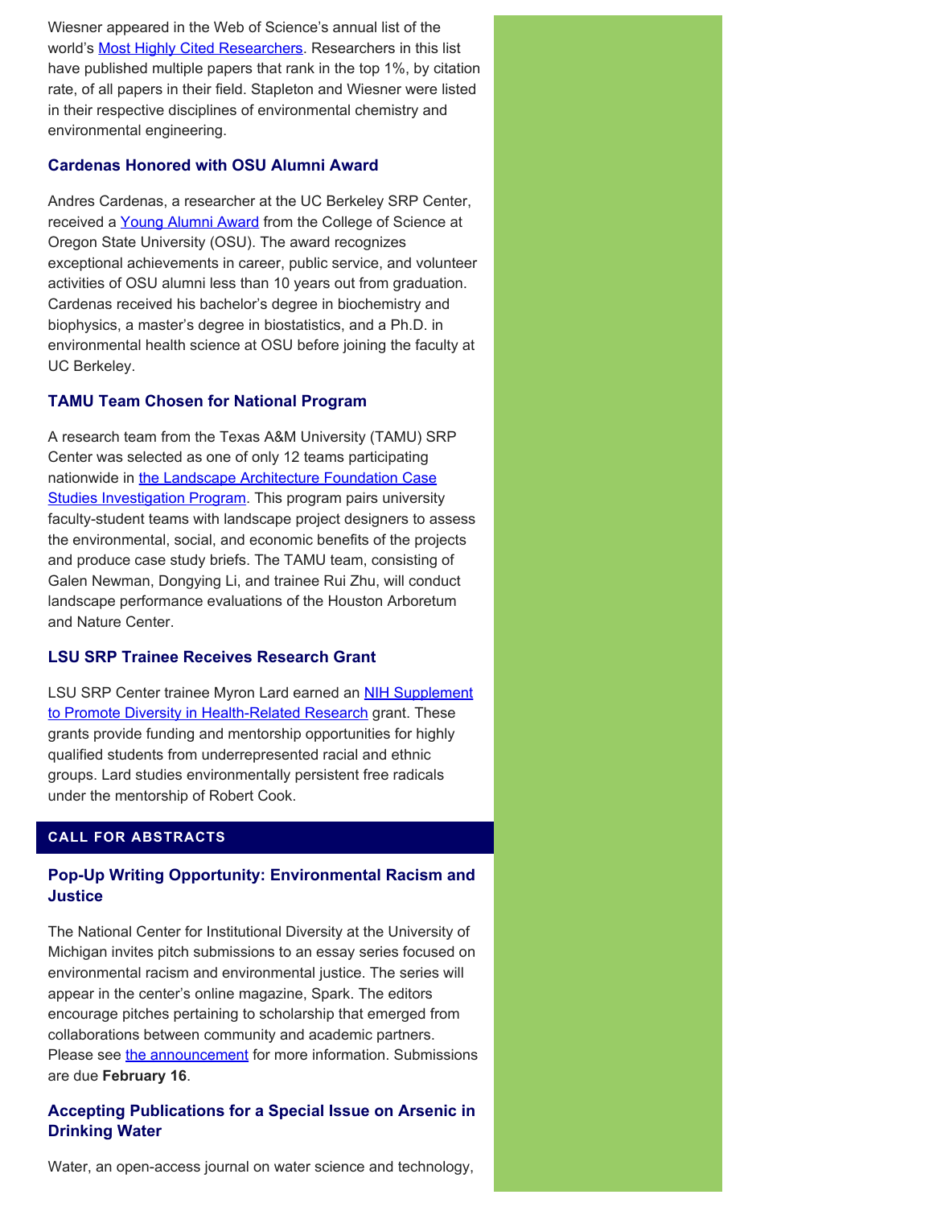Wiesner appeared in the Web of Science's annual list of the world's Most Highly Cited Researchers. Researchers in this list have published multiple papers that rank in the top 1%, by citation rate, of all papers in their field. Stapleton and Wiesner were listed in their respective disciplines of environmental chemistry and environmental engineering.

### Cardenas Honored with OSU Alumni Award

Andres Cardenas, a researcher at the UC Berkeley SRP Center, received a Young Alumni Award from the College of Science at Oregon State University (OSU). The award recognizes exceptional achievements in career, public service, and volunteer activities of OSU alumni less than 10 years out from graduation. Cardenas received his bachelor's degree in biochemistry and biophysics, a master's degree in biostatistics, and a Ph.D. in environmental health science at OSU before joining the faculty at UC Berkeley.

### TAMU Team Chosen for National Program

A research team from the Texas A&M University (TAMU) SRP Center was selected as one of only 12 teams participating nationwide in the Landscape Architecture Foundation Case Studies Investigation Program. This program pairs university faculty-student teams with landscape project designers to assess the environmental, social, and economic benefits of the projects and produce case study briefs. The TAMU team, consisting of Galen Newman, Dongying Li, and trainee Rui Zhu, will conduct landscape performance evaluations of the Houston Arboretum and Nature Center.

### LSU SRP Trainee Receives Research Grant

LSU SRP Center trainee Myron Lard earned an NIH Supplement to Promote Diversity in Health-Related Research grant. These grants provide funding and mentorship opportunities for highly qualified students from underrepresented racial and ethnic groups. Lard studies environmentally persistent free radicals under the mentorship of Robert Cook.

## CALL FOR ABSTRACTS

### Pop-Up Writing Opportunity: Environmental Racism and Justice

The National Center for Institutional Diversity at the University of Michigan invites pitch submissions to an essay series focused on environmental racism and environmental justice. The series will appear in the center's online magazine, Spark. The editors encourage pitches pertaining to scholarship that emerged from collaborations between community and academic partners. Please see the announcement for more information. Submissions are due **February 16**.

### Accepting Publications for a Special Issue on Arsenic in Drinking Water

Water, an open-access journal on water science and technology,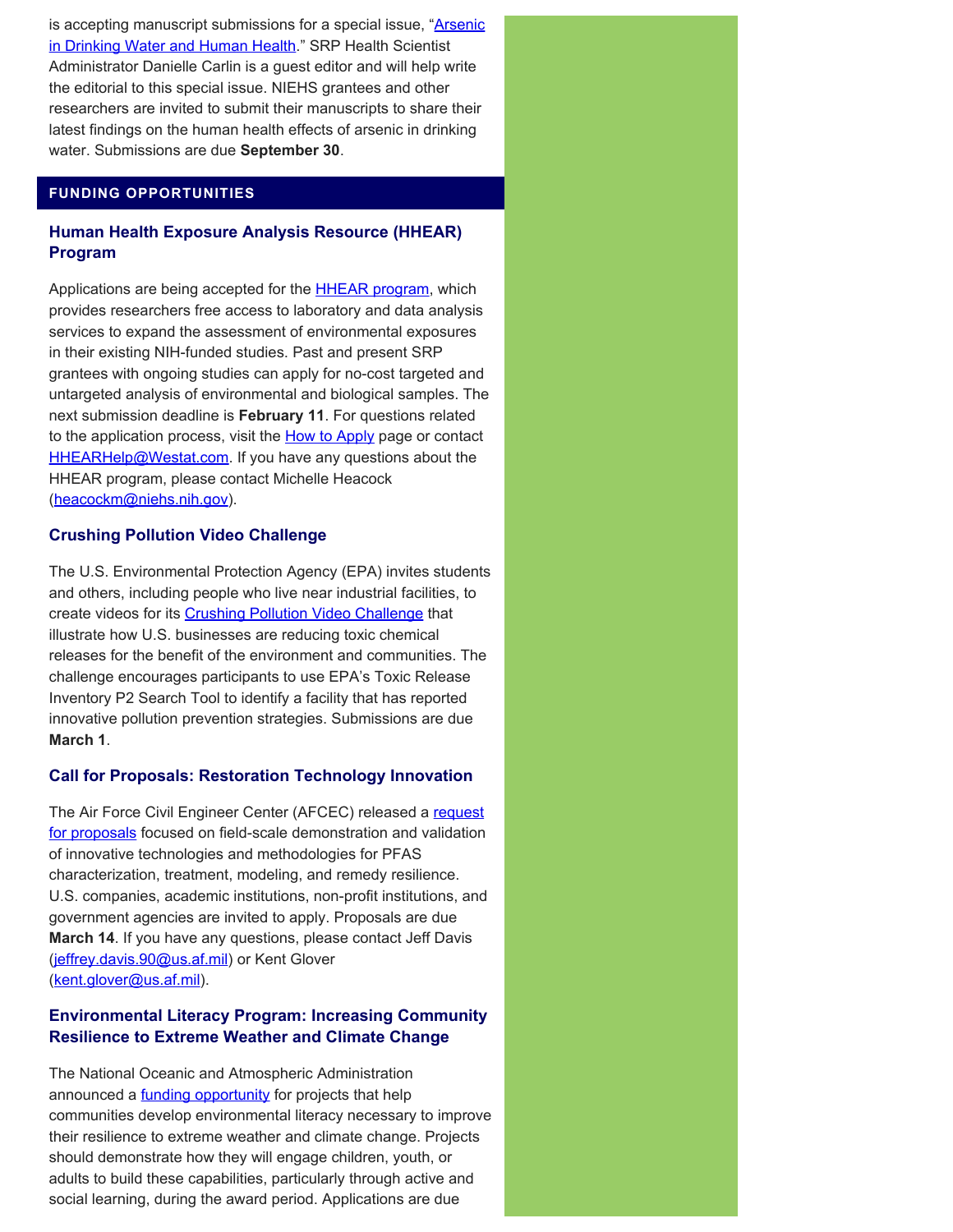is accepting manuscript submissions for a special issue, "Arsenic in Drinking Water and Human Health." SRP Health Scientist Administrator Danielle Carlin is a guest editor and will help write the editorial to this special issue. NIEHS grantees and other researchers are invited to submit their manuscripts to share their latest findings on the human health effects of arsenic in drinking water. Submissions are due **September 30**.

## FUNDING OPPORTUNITIES

### Human Health Exposure Analysis Resource (HHEAR) Program

Applications are being accepted for the HHEAR program, which provides researchers free access to laboratory and data analysis services to expand the assessment of environmental exposures in their existing NIH-funded studies. Past and present SRP grantees with ongoing studies can apply for no-cost targeted and untargeted analysis of environmental and biological samples. The next submission deadline is **February 11**. For questions related to the application process, visit the How to Apply page or contact HHEARHelp@Westat.com. If you have any questions about the HHEAR program, please contact Michelle Heacock (heacockm@niehs.nih.gov).

### Crushing Pollution Video Challenge

The U.S. Environmental Protection Agency (EPA) invites students and others, including people who live near industrial facilities, to create videos for its Crushing Pollution Video Challenge that illustrate how U.S. businesses are reducing toxic chemical releases for the benefit of the environment and communities. The challenge encourages participants to use EPA's Toxic Release Inventory P2 Search Tool to identify a facility that has reported innovative pollution prevention strategies. Submissions are due **March 1**.

### Call for Proposals: Restoration Technology Innovation

The Air Force Civil Engineer Center (AFCEC) released a request for proposals focused on field-scale demonstration and validation of innovative technologies and methodologies for PFAS characterization, treatment, modeling, and remedy resilience. U.S. companies, academic institutions, non-profit institutions, and government agencies are invited to apply. Proposals are due **March 14**. If you have any questions, please contact Jeff Davis (jeffrey.davis.90@us.af.mil) or Kent Glover (kent.glover@us.af.mil).

### Environmental Literacy Program: Increasing Community Resilience to Extreme Weather and Climate Change

The National Oceanic and Atmospheric Administration announced a funding opportunity for projects that help communities develop environmental literacy necessary to improve their resilience to extreme weather and climate change. Projects should demonstrate how they will engage children, youth, or adults to build these capabilities, particularly through active and social learning, during the award period. Applications are due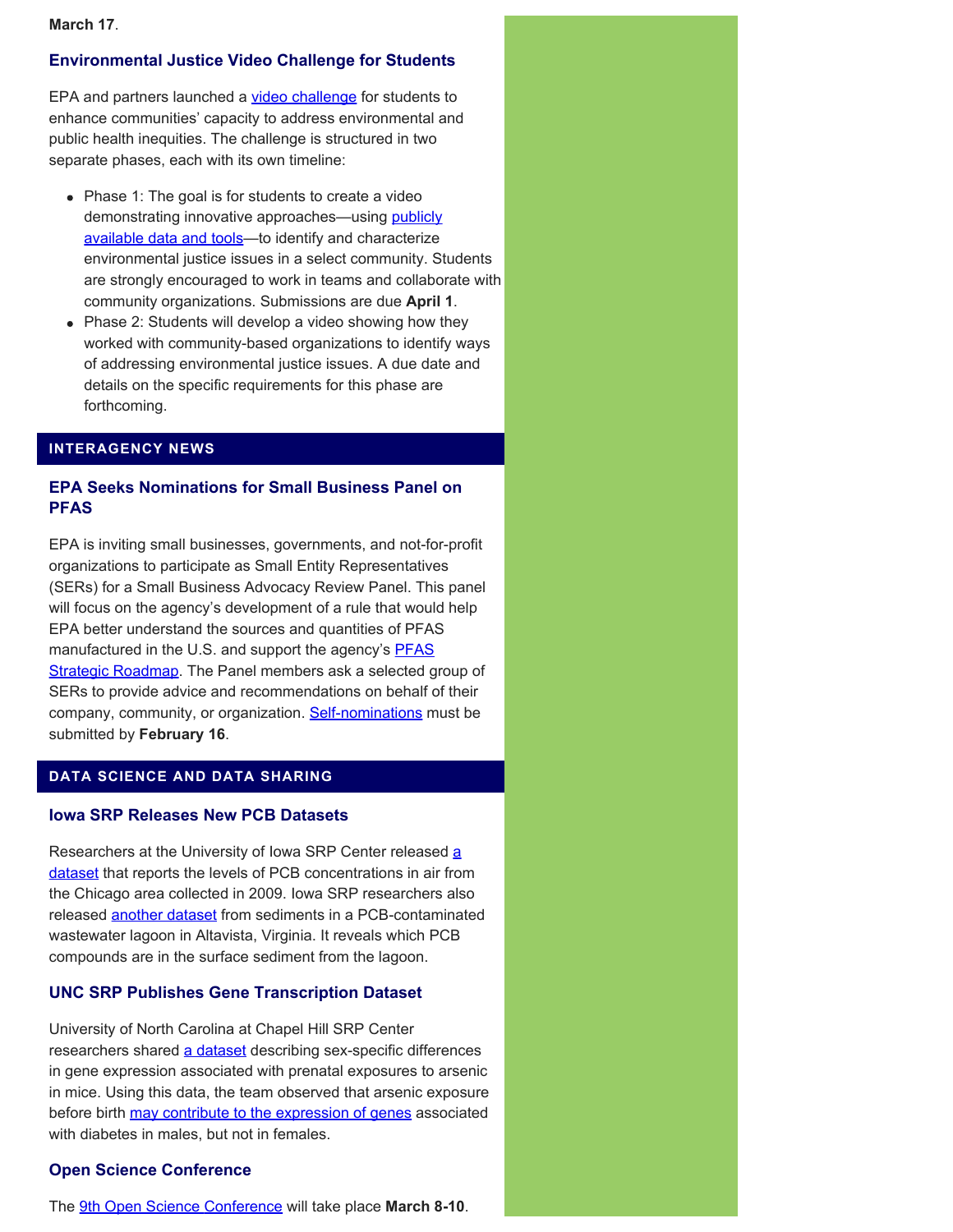**March 17**.

### Environmental Justice Video Challenge for Students

EPA and partners launched a video challenge for students to enhance communities' capacity to address environmental and public health inequities. The challenge is structured in two separate phases, each with its own timeline:

- Phase 1: The goal is for students to create a video demonstrating innovative approaches—using publicly available data and tools—to identify and characterize environmental justice issues in a select community. Students are strongly encouraged to work in teams and collaborate with community organizations. Submissions are due **April 1**.
- Phase 2: Students will develop a video showing how they worked with community-based organizations to identify ways of addressing environmental justice issues. A due date and details on the specific requirements for this phase are forthcoming.

## INTERAGENCY NEWS

### EPA Seeks Nominations for Small Business Panel on PFAS

EPA is inviting small businesses, governments, and not-for-profit organizations to participate as Small Entity Representatives (SERs) for a Small Business Advocacy Review Panel. This panel will focus on the agency's development of a rule that would help EPA better understand the sources and quantities of PFAS manufactured in the U.S. and support the agency's PFAS Strategic Roadmap. The Panel members ask a selected group of SERs to provide advice and recommendations on behalf of their company, community, or organization. Self-nominations must be submitted by **February 16**.

## DATA SCIENCE AND DATA SHARING

### Iowa SRP Releases New PCB Datasets

Researchers at the University of Iowa SRP Center released a dataset that reports the levels of PCB concentrations in air from the Chicago area collected in 2009. Iowa SRP researchers also released another dataset from sediments in a PCB-contaminated wastewater lagoon in Altavista, Virginia. It reveals which PCB compounds are in the surface sediment from the lagoon.

### UNC SRP Publishes Gene Transcription Dataset

University of North Carolina at Chapel Hill SRP Center researchers shared a dataset describing sex-specific differences in gene expression associated with prenatal exposures to arsenic in mice. Using this data, the team observed that arsenic exposure before birth may contribute to the expression of genes associated with diabetes in males, but not in females.

### Open Science Conference

The 9th Open Science Conference will take place **March 8-10**.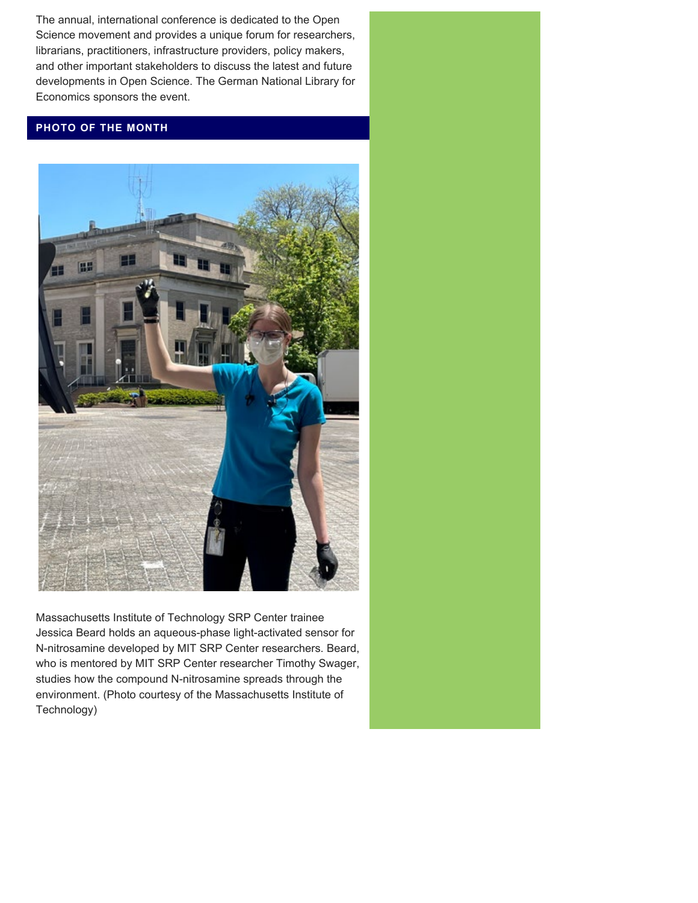The annual, international conference is dedicated to the Open Science movement and provides a unique forum for researchers, librarians, practitioners, infrastructure providers, policy makers, and other important stakeholders to discuss the latest and future developments in Open Science. The German National Library for Economics sponsors the event.

## PHOTO OF THE MONTH

Massachusetts Institute of Technology SRP Center trainee Jessica Beard holds an aqueous-phase light-activated sensor for N-nitrosamine developed by MIT SRP Center researchers. Beard, who is mentored by MIT SRP Center researcher Timothy Swager, studies how the compound N-nitrosamine spreads through the environment. (Photo courtesy of the Massachusetts Institute of Technology)